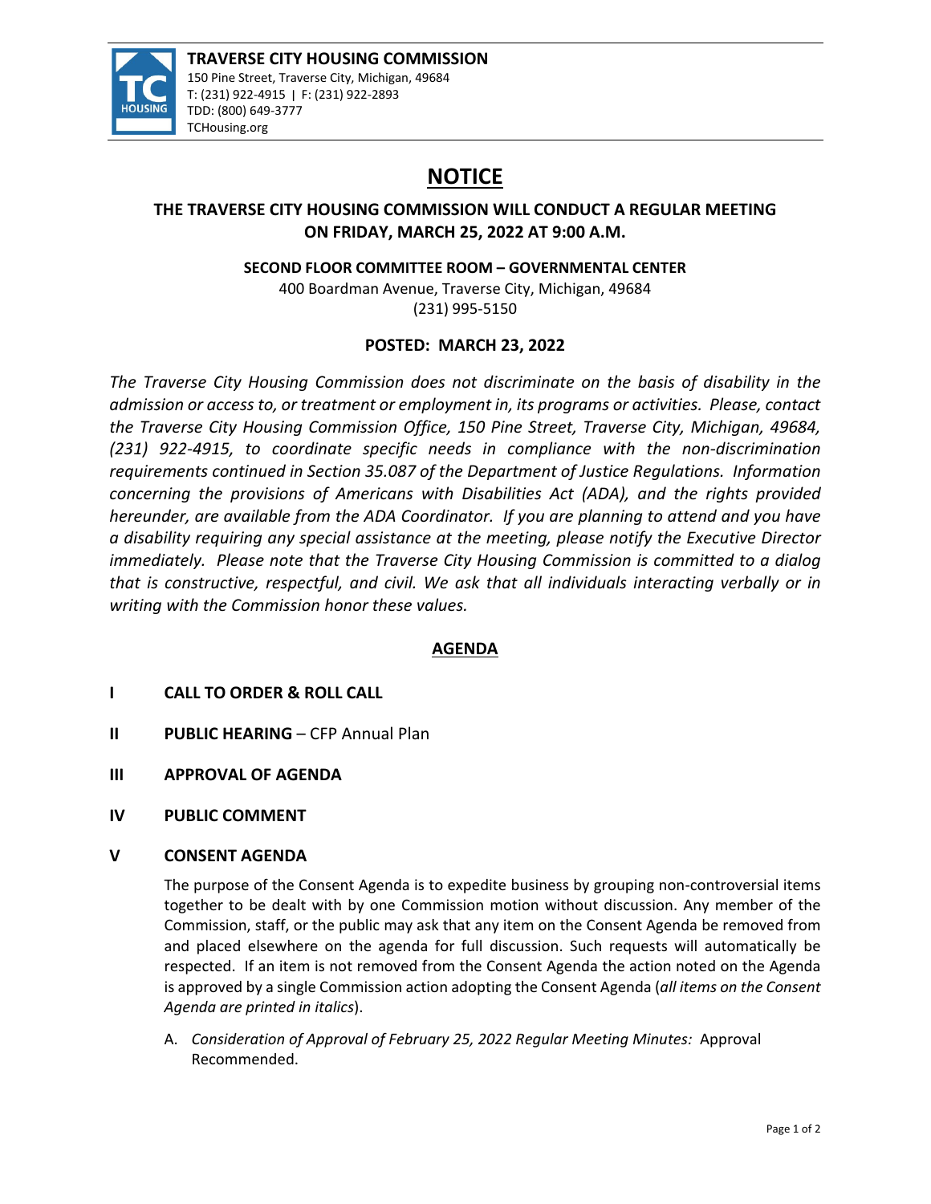**TRAVERSE CITY HOUSING COMMISSION**
150 Pine Street, Traverse City, Michigan, 49684
T: (231) 922-4915 | F: (231) 922-2893
TDD: (800) 649-3777
TCHousing.org

# NOTICE

## THE TRAVERSE CITY HOUSING COMMISSION WILL CONDUCT A REGULAR MEETING ON FRIDAY, MARCH 25, 2022 AT 9:00 A.M.

**SECOND FLOOR COMMITTEE ROOM – GOVERNMENTAL CENTER**
400 Boardman Avenue, Traverse City, Michigan, 49684
(231) 995-5150

**POSTED: MARCH 23, 2022**

*The Traverse City Housing Commission does not discriminate on the basis of disability in the admission or access to, or treatment or employment in, its programs or activities. Please, contact the Traverse City Housing Commission Office, 150 Pine Street, Traverse City, Michigan, 49684, (231) 922-4915, to coordinate specific needs in compliance with the non-discrimination requirements continued in Section 35.087 of the Department of Justice Regulations. Information concerning the provisions of Americans with Disabilities Act (ADA), and the rights provided hereunder, are available from the ADA Coordinator. If you are planning to attend and you have a disability requiring any special assistance at the meeting, please notify the Executive Director immediately. Please note that the Traverse City Housing Commission is committed to a dialog that is constructive, respectful, and civil. We ask that all individuals interacting verbally or in writing with the Commission honor these values.*

## AGENDA

**I CALL TO ORDER & ROLL CALL**

**II PUBLIC HEARING** – CFP Annual Plan

**III APPROVAL OF AGENDA**

**IV PUBLIC COMMENT**

**V CONSENT AGENDA**

The purpose of the Consent Agenda is to expedite business by grouping non-controversial items together to be dealt with by one Commission motion without discussion. Any member of the Commission, staff, or the public may ask that any item on the Consent Agenda be removed from and placed elsewhere on the agenda for full discussion. Such requests will automatically be respected. If an item is not removed from the Consent Agenda the action noted on the Agenda is approved by a single Commission action adopting the Consent Agenda (*all items on the Consent Agenda are printed in italics*).

A. *Consideration of Approval of February 25, 2022 Regular Meeting Minutes:* Approval Recommended.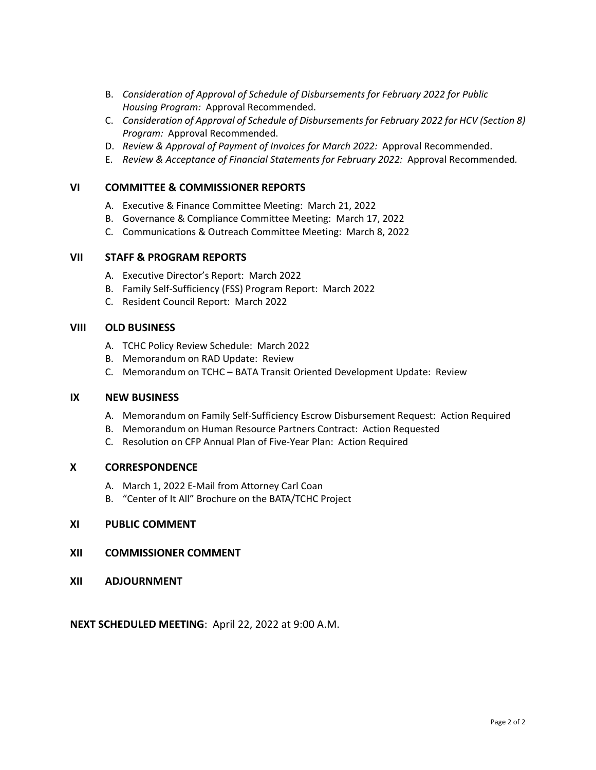B. *Consideration of Approval of Schedule of Disbursements for February 2022 for Public Housing Program:* Approval Recommended.

C. *Consideration of Approval of Schedule of Disbursements for February 2022 for HCV (Section 8) Program:* Approval Recommended.

D. *Review & Approval of Payment of Invoices for March 2022:* Approval Recommended.

E. *Review & Acceptance of Financial Statements for February 2022:* Approval Recommended.

## VI COMMITTEE & COMMISSIONER REPORTS

A. Executive & Finance Committee Meeting: March 21, 2022

B. Governance & Compliance Committee Meeting: March 17, 2022

C. Communications & Outreach Committee Meeting: March 8, 2022

## VII STAFF & PROGRAM REPORTS

A. Executive Director's Report: March 2022

B. Family Self-Sufficiency (FSS) Program Report: March 2022

C. Resident Council Report: March 2022

## VIII OLD BUSINESS

A. TCHC Policy Review Schedule: March 2022

B. Memorandum on RAD Update: Review

C. Memorandum on TCHC – BATA Transit Oriented Development Update: Review

## IX NEW BUSINESS

A. Memorandum on Family Self-Sufficiency Escrow Disbursement Request: Action Required

B. Memorandum on Human Resource Partners Contract: Action Requested

C. Resolution on CFP Annual Plan of Five-Year Plan: Action Required

## X CORRESPONDENCE

A. March 1, 2022 E-Mail from Attorney Carl Coan

B. "Center of It All" Brochure on the BATA/TCHC Project

## XI PUBLIC COMMENT

## XII COMMISSIONER COMMENT

## XII ADJOURNMENT

**NEXT SCHEDULED MEETING**: April 22, 2022 at 9:00 A.M.